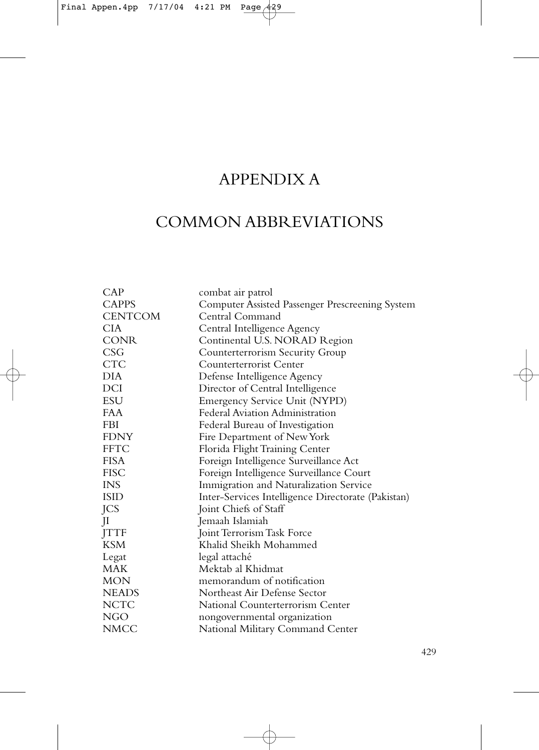# APPENDIX A

## COMMON ABBREVIATIONS

| | |
|---|---|
| CAP | combat air patrol |
| CAPPS | Computer Assisted Passenger Prescreening System |
| CENTCOM | Central Command |
| CIA | Central Intelligence Agency |
| CONR | Continental U.S. NORAD Region |
| CSG | Counterterrorism Security Group |
| CTC | Counterterrorist Center |
| DIA | Defense Intelligence Agency |
| DCI | Director of Central Intelligence |
| ESU | Emergency Service Unit (NYPD) |
| FAA | Federal Aviation Administration |
| FBI | Federal Bureau of Investigation |
| FDNY | Fire Department of New York |
| FFTC | Florida Flight Training Center |
| FISA | Foreign Intelligence Surveillance Act |
| FISC | Foreign Intelligence Surveillance Court |
| INS | Immigration and Naturalization Service |
| ISID | Inter-Services Intelligence Directorate (Pakistan) |
| JCS | Joint Chiefs of Staff |
| JI | Jemaah Islamiah |
| JTTF | Joint Terrorism Task Force |
| KSM | Khalid Sheikh Mohammed |
| Legat | legal attaché |
| MAK | Mektab al Khidmat |
| MON | memorandum of notification |
| NEADS | Northeast Air Defense Sector |
| NCTC | National Counterterrorism Center |
| NGO | nongovernmental organization |
| NMCC | National Military Command Center |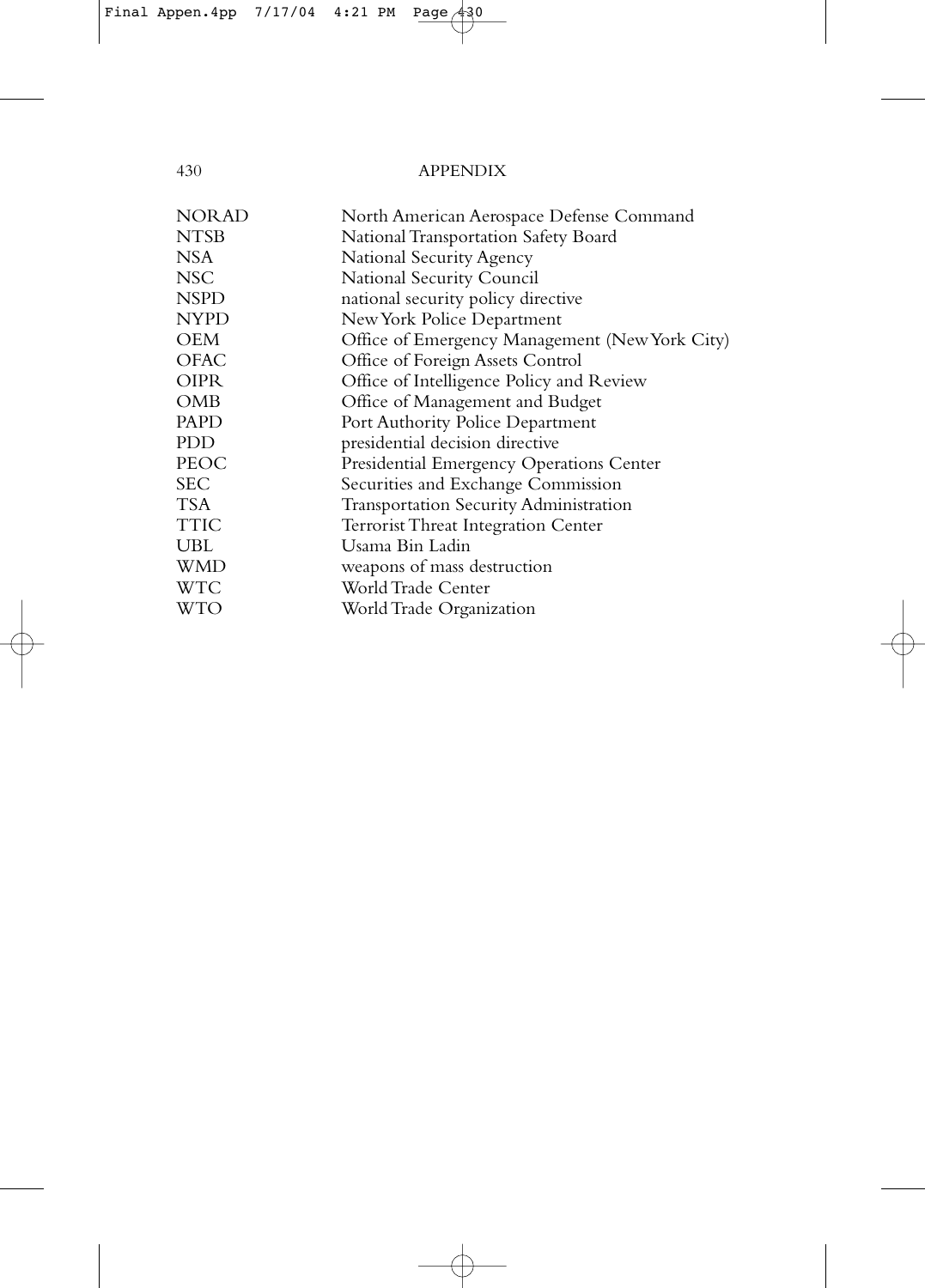| | |
|---|---|
| NORAD | North American Aerospace Defense Command |
| NTSB | National Transportation Safety Board |
| NSA | National Security Agency |
| NSC | National Security Council |
| NSPD | national security policy directive |
| NYPD | New York Police Department |
| OEM | Office of Emergency Management (New York City) |
| OFAC | Office of Foreign Assets Control |
| OIPR | Office of Intelligence Policy and Review |
| OMB | Office of Management and Budget |
| PAPD | Port Authority Police Department |
| PDD | presidential decision directive |
| PEOC | Presidential Emergency Operations Center |
| SEC | Securities and Exchange Commission |
| TSA | Transportation Security Administration |
| TTIC | Terrorist Threat Integration Center |
| UBL | Usama Bin Ladin |
| WMD | weapons of mass destruction |
| WTC | World Trade Center |
| WTO | World Trade Organization |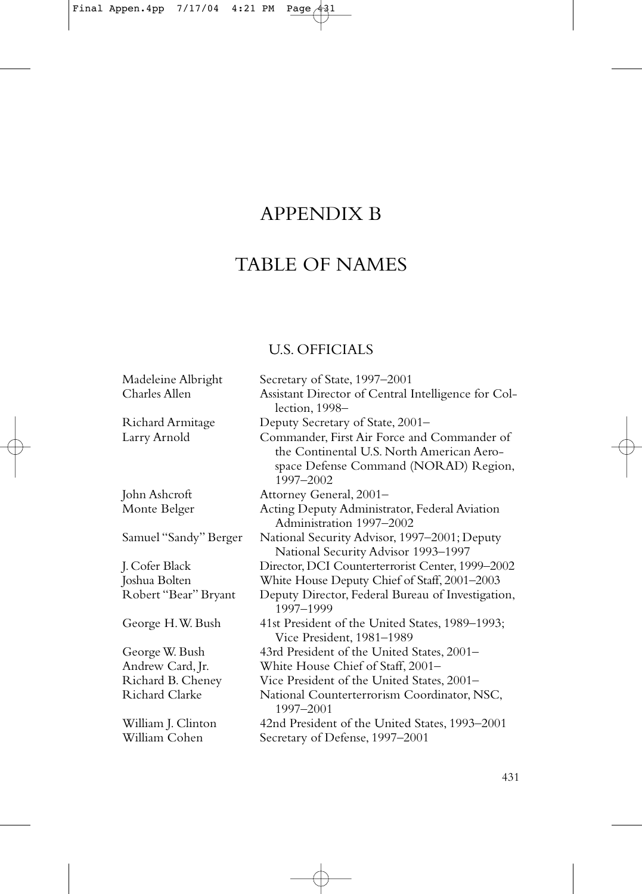# APPENDIX B

# TABLE OF NAMES

## U.S. OFFICIALS

| Name | Position |
| --- | --- |
| Madeleine Albright | Secretary of State, 1997–2001 |
| Charles Allen | Assistant Director of Central Intelligence for Collection, 1998– |
| Richard Armitage | Deputy Secretary of State, 2001– |
| Larry Arnold | Commander, First Air Force and Commander of the Continental U.S. North American Aerospace Defense Command (NORAD) Region, 1997–2002 |
| John Ashcroft | Attorney General, 2001– |
| Monte Belger | Acting Deputy Administrator, Federal Aviation Administration 1997–2002 |
| Samuel "Sandy" Berger | National Security Advisor, 1997–2001; Deputy National Security Advisor 1993–1997 |
| J. Cofer Black | Director, DCI Counterterrorist Center, 1999–2002 |
| Joshua Bolten | White House Deputy Chief of Staff, 2001–2003 |
| Robert "Bear" Bryant | Deputy Director, Federal Bureau of Investigation, 1997–1999 |
| George H.W. Bush | 41st President of the United States, 1989–1993; Vice President, 1981–1989 |
| George W. Bush | 43rd President of the United States, 2001– |
| Andrew Card, Jr. | White House Chief of Staff, 2001– |
| Richard B. Cheney | Vice President of the United States, 2001– |
| Richard Clarke | National Counterterrorism Coordinator, NSC, 1997–2001 |
| William J. Clinton | 42nd President of the United States, 1993–2001 |
| William Cohen | Secretary of Defense, 1997–2001 |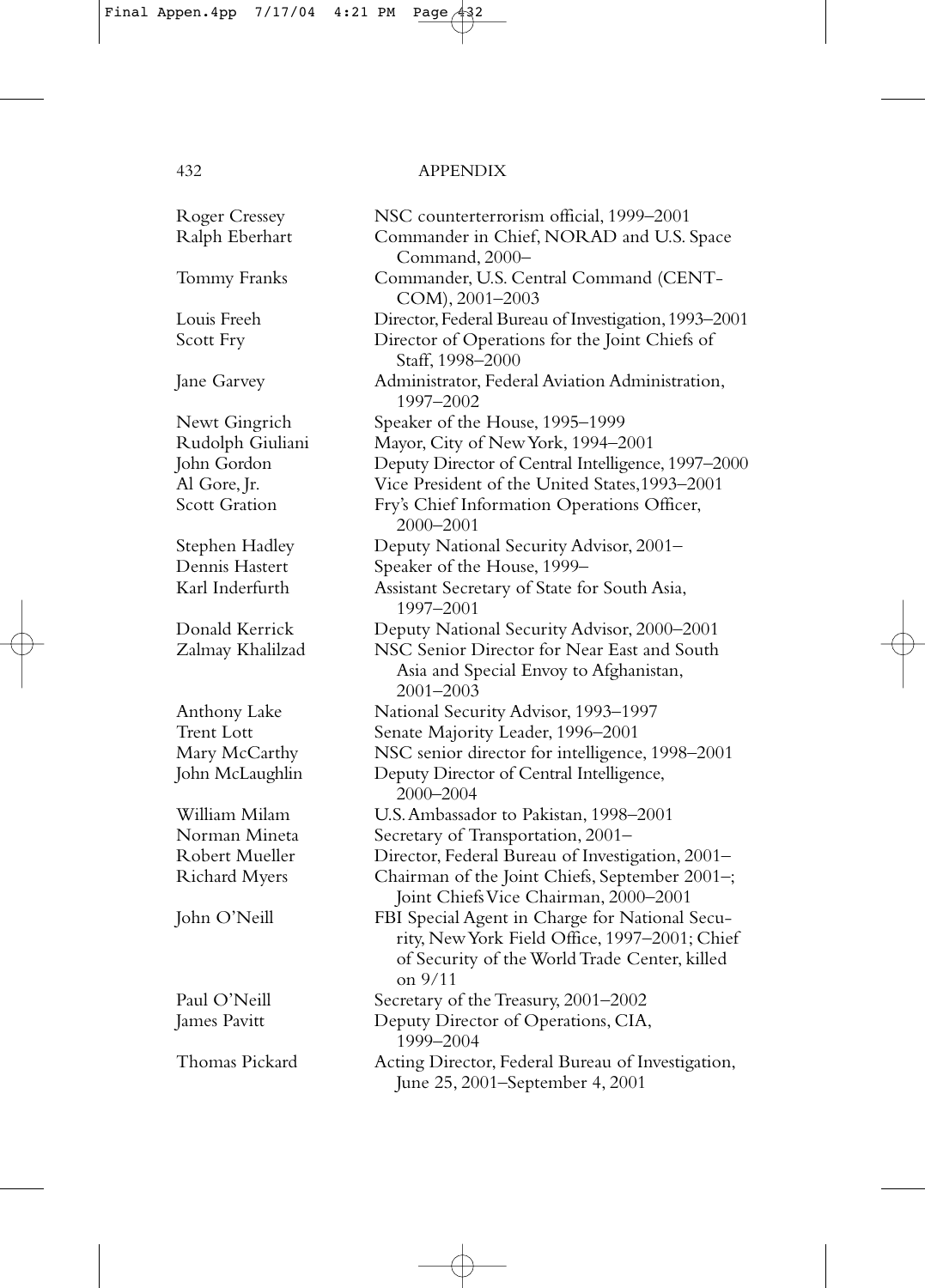| | |
|---|---|
| Roger Cressey | NSC counterterrorism official, 1999–2001 |
| Ralph Eberhart | Commander in Chief, NORAD and U.S. Space Command, 2000– |
| Tommy Franks | Commander, U.S. Central Command (CENTCOM), 2001–2003 |
| Louis Freeh | Director, Federal Bureau of Investigation, 1993–2001 |
| Scott Fry | Director of Operations for the Joint Chiefs of Staff, 1998–2000 |
| Jane Garvey | Administrator, Federal Aviation Administration, 1997–2002 |
| Newt Gingrich | Speaker of the House, 1995–1999 |
| Rudolph Giuliani | Mayor, City of New York, 1994–2001 |
| John Gordon | Deputy Director of Central Intelligence, 1997–2000 |
| Al Gore, Jr. | Vice President of the United States,1993–2001 |
| Scott Gration | Fry's Chief Information Operations Officer, 2000–2001 |
| Stephen Hadley | Deputy National Security Advisor, 2001– |
| Dennis Hastert | Speaker of the House, 1999– |
| Karl Inderfurth | Assistant Secretary of State for South Asia, 1997–2001 |
| Donald Kerrick | Deputy National Security Advisor, 2000–2001 |
| Zalmay Khalilzad | NSC Senior Director for Near East and South Asia and Special Envoy to Afghanistan, 2001–2003 |
| Anthony Lake | National Security Advisor, 1993–1997 |
| Trent Lott | Senate Majority Leader, 1996–2001 |
| Mary McCarthy | NSC senior director for intelligence, 1998–2001 |
| John McLaughlin | Deputy Director of Central Intelligence, 2000–2004 |
| William Milam | U.S. Ambassador to Pakistan, 1998–2001 |
| Norman Mineta | Secretary of Transportation, 2001– |
| Robert Mueller | Director, Federal Bureau of Investigation, 2001– |
| Richard Myers | Chairman of the Joint Chiefs, September 2001–; Joint Chiefs Vice Chairman, 2000–2001 |
| John O'Neill | FBI Special Agent in Charge for National Security, New York Field Office, 1997–2001; Chief of Security of the World Trade Center, killed on 9/11 |
| Paul O'Neill | Secretary of the Treasury, 2001–2002 |
| James Pavitt | Deputy Director of Operations, CIA, 1999–2004 |
| Thomas Pickard | Acting Director, Federal Bureau of Investigation, June 25, 2001–September 4, 2001 |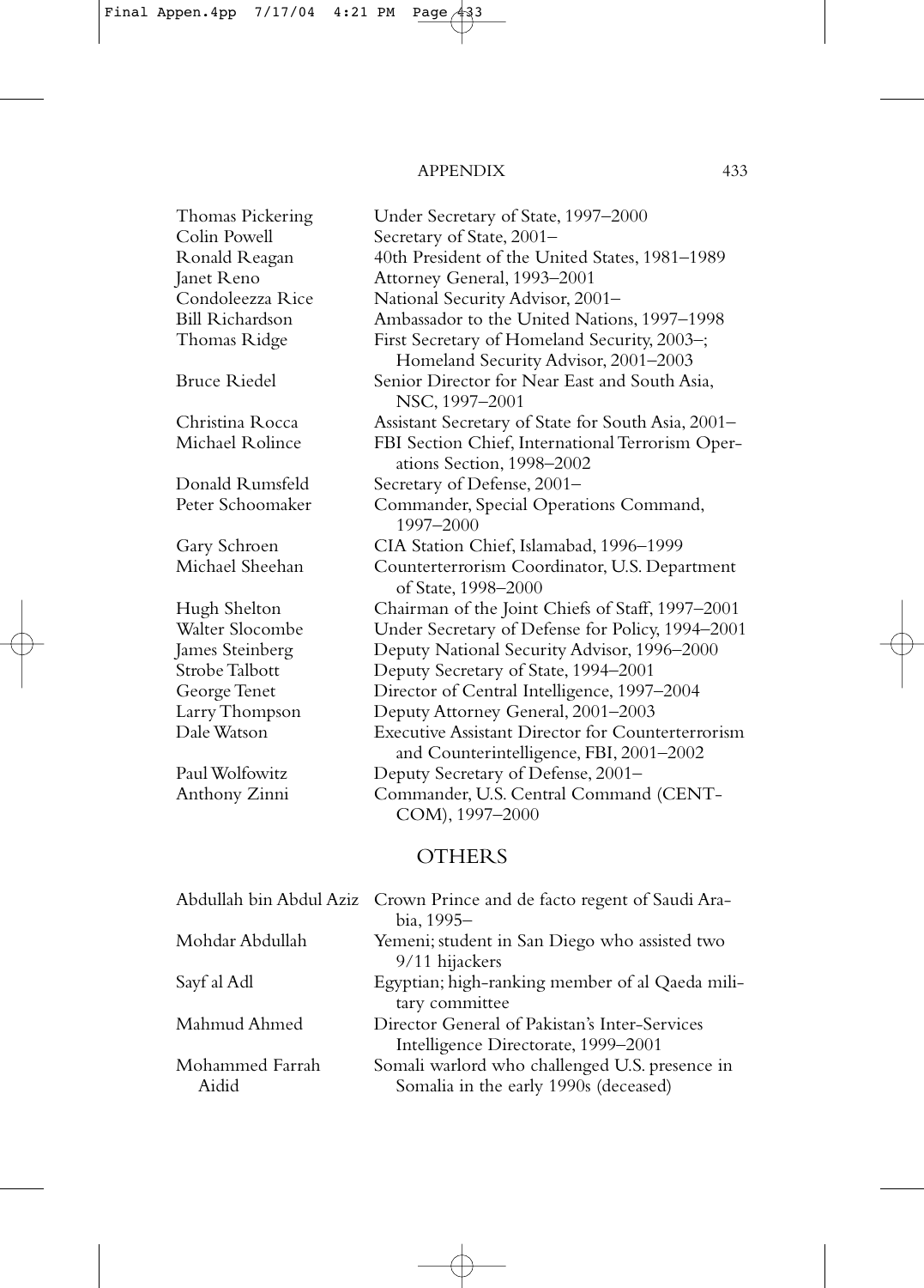| | |
|---|---|
| Thomas Pickering | Under Secretary of State, 1997–2000 |
| Colin Powell | Secretary of State, 2001– |
| Ronald Reagan | 40th President of the United States, 1981–1989 |
| Janet Reno | Attorney General, 1993–2001 |
| Condoleezza Rice | National Security Advisor, 2001– |
| Bill Richardson | Ambassador to the United Nations, 1997–1998 |
| Thomas Ridge | First Secretary of Homeland Security, 2003–; Homeland Security Advisor, 2001–2003 |
| Bruce Riedel | Senior Director for Near East and South Asia, NSC, 1997–2001 |
| Christina Rocca | Assistant Secretary of State for South Asia, 2001– |
| Michael Rolince | FBI Section Chief, International Terrorism Operations Section, 1998–2002 |
| Donald Rumsfeld | Secretary of Defense, 2001– |
| Peter Schoomaker | Commander, Special Operations Command, 1997–2000 |
| Gary Schroen | CIA Station Chief, Islamabad, 1996–1999 |
| Michael Sheehan | Counterterrorism Coordinator, U.S. Department of State, 1998–2000 |
| Hugh Shelton | Chairman of the Joint Chiefs of Staff, 1997–2001 |
| Walter Slocombe | Under Secretary of Defense for Policy, 1994–2001 |
| James Steinberg | Deputy National Security Advisor, 1996–2000 |
| Strobe Talbott | Deputy Secretary of State, 1994–2001 |
| George Tenet | Director of Central Intelligence, 1997–2004 |
| Larry Thompson | Deputy Attorney General, 2001–2003 |
| Dale Watson | Executive Assistant Director for Counterterrorism and Counterintelligence, FBI, 2001–2002 |
| Paul Wolfowitz | Deputy Secretary of Defense, 2001– |
| Anthony Zinni | Commander, U.S. Central Command (CENTCOM), 1997–2000 |

## OTHERS

| | |
|---|---|
| Abdullah bin Abdul Aziz | Crown Prince and de facto regent of Saudi Arabia, 1995– |
| Mohdar Abdullah | Yemeni; student in San Diego who assisted two 9/11 hijackers |
| Sayf al Adl | Egyptian; high-ranking member of al Qaeda military committee |
| Mahmud Ahmed | Director General of Pakistan's Inter-Services Intelligence Directorate, 1999–2001 |
| Mohammed Farrah Aidid | Somali warlord who challenged U.S. presence in Somalia in the early 1990s (deceased) |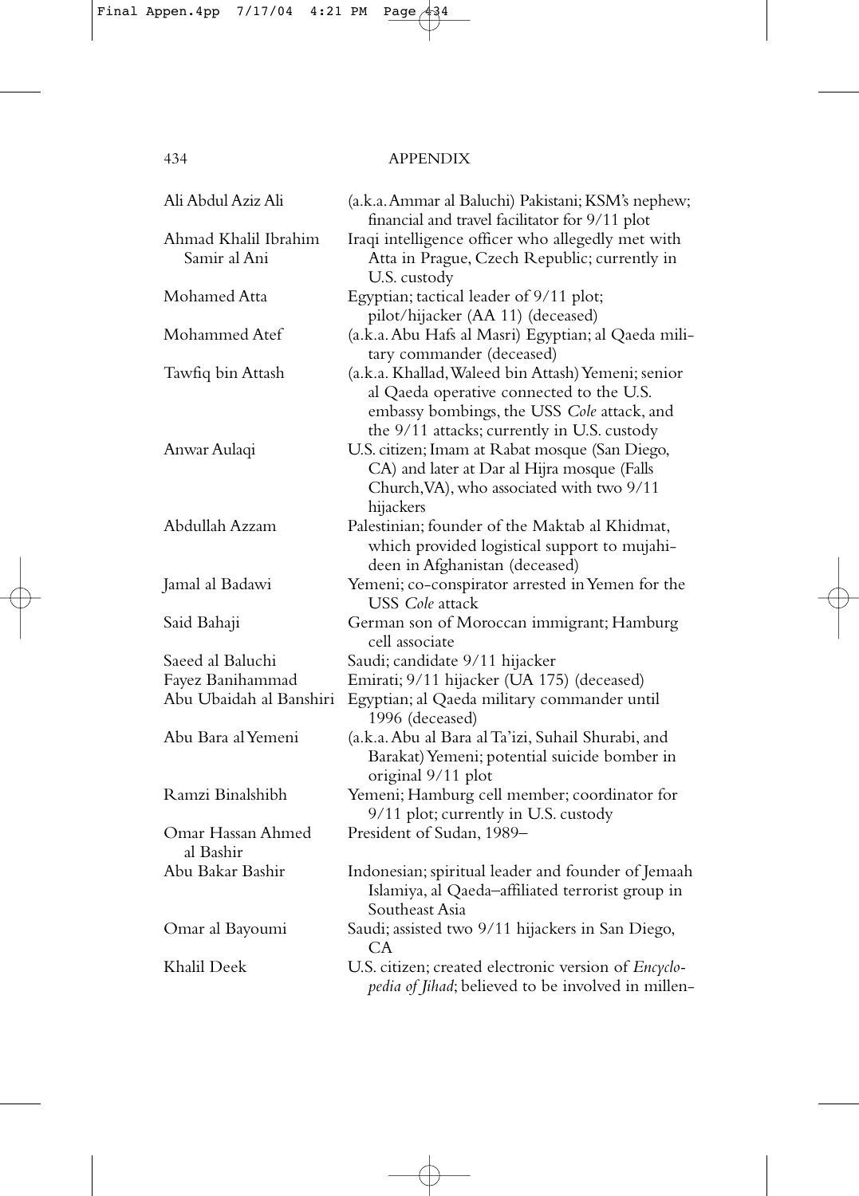| | |
|---|---|
| Ali Abdul Aziz Ali | (a.k.a. Ammar al Baluchi) Pakistani; KSM's nephew; financial and travel facilitator for 9/11 plot |
| Ahmad Khalil Ibrahim Samir al Ani | Iraqi intelligence officer who allegedly met with Atta in Prague, Czech Republic; currently in U.S. custody |
| Mohamed Atta | Egyptian; tactical leader of 9/11 plot; pilot/hijacker (AA 11) (deceased) |
| Mohammed Atef | (a.k.a. Abu Hafs al Masri) Egyptian; al Qaeda military commander (deceased) |
| Tawfiq bin Attash | (a.k.a. Khallad, Waleed bin Attash) Yemeni; senior al Qaeda operative connected to the U.S. embassy bombings, the USS *Cole* attack, and the 9/11 attacks; currently in U.S. custody |
| Anwar Aulaqi | U.S. citizen; Imam at Rabat mosque (San Diego, CA) and later at Dar al Hijra mosque (Falls Church, VA), who associated with two 9/11 hijackers |
| Abdullah Azzam | Palestinian; founder of the Maktab al Khidmat, which provided logistical support to mujahideen in Afghanistan (deceased) |
| Jamal al Badawi | Yemeni; co-conspirator arrested in Yemen for the USS *Cole* attack |
| Said Bahaji | German son of Moroccan immigrant; Hamburg cell associate |
| Saeed al Baluchi | Saudi; candidate 9/11 hijacker |
| Fayez Banihammad | Emirati; 9/11 hijacker (UA 175) (deceased) |
| Abu Ubaidah al Banshiri | Egyptian; al Qaeda military commander until 1996 (deceased) |
| Abu Bara al Yemeni | (a.k.a. Abu al Bara al Ta'izi, Suhail Shurabi, and Barakat) Yemeni; potential suicide bomber in original 9/11 plot |
| Ramzi Binalshibh | Yemeni; Hamburg cell member; coordinator for 9/11 plot; currently in U.S. custody |
| Omar Hassan Ahmed al Bashir | President of Sudan, 1989– |
| Abu Bakar Bashir | Indonesian; spiritual leader and founder of Jemaah Islamiya, al Qaeda–affiliated terrorist group in Southeast Asia |
| Omar al Bayoumi | Saudi; assisted two 9/11 hijackers in San Diego, CA |
| Khalil Deek | U.S. citizen; created electronic version of *Encyclopedia of Jihad*; believed to be involved in millen- |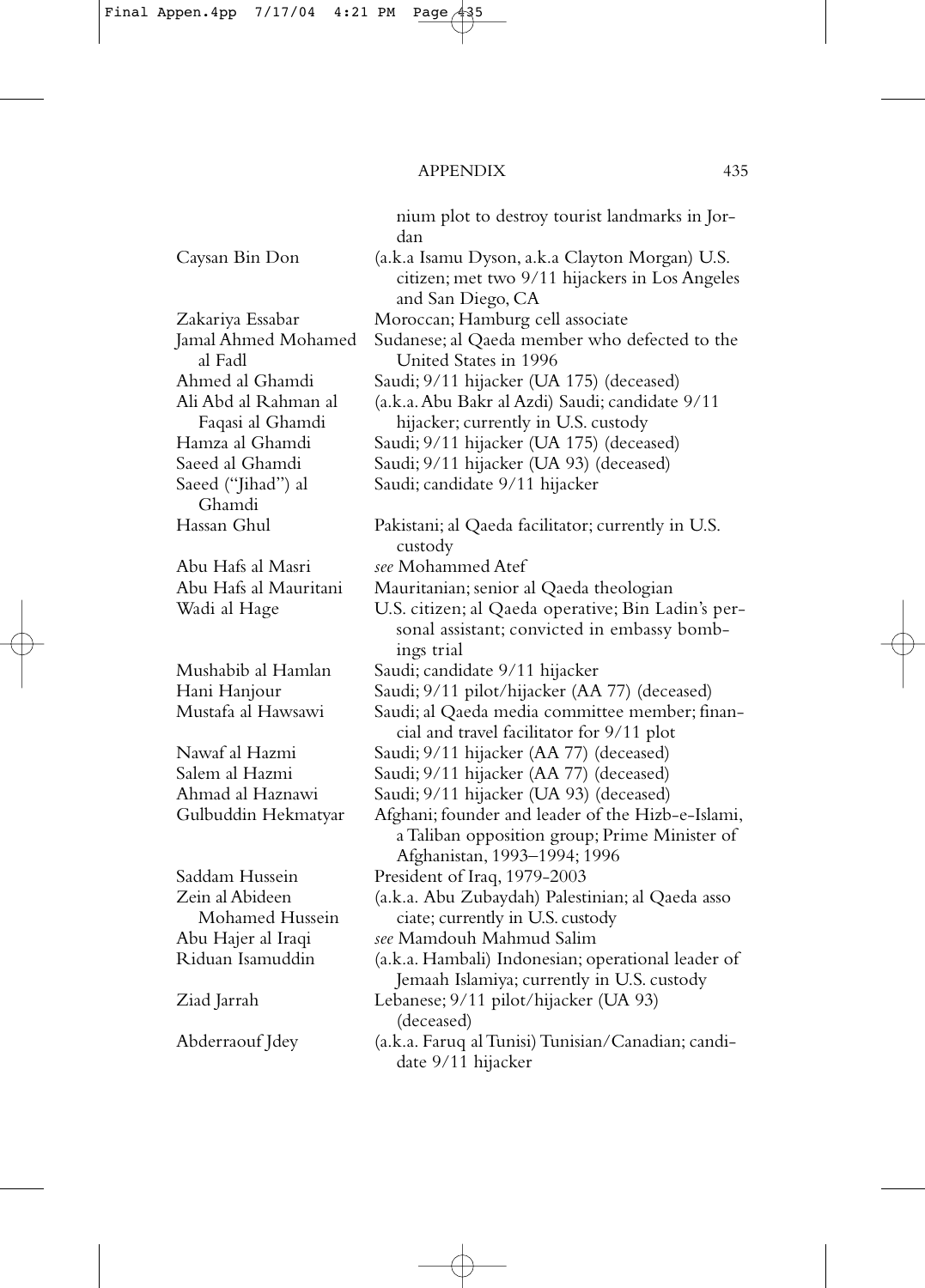nium plot to destroy tourist landmarks in Jordan

| | |
|---|---|
| Caysan Bin Don | (a.k.a Isamu Dyson, a.k.a Clayton Morgan) U.S. citizen; met two 9/11 hijackers in Los Angeles and San Diego, CA |
| Zakariya Essabar | Moroccan; Hamburg cell associate |
| Jamal Ahmed Mohamed al Fadl | Sudanese; al Qaeda member who defected to the United States in 1996 |
| Ahmed al Ghamdi | Saudi; 9/11 hijacker (UA 175) (deceased) |
| Ali Abd al Rahman al Faqasi al Ghamdi | (a.k.a. Abu Bakr al Azdi) Saudi; candidate 9/11 hijacker; currently in U.S. custody |
| Hamza al Ghamdi | Saudi; 9/11 hijacker (UA 175) (deceased) |
| Saeed al Ghamdi | Saudi; 9/11 hijacker (UA 93) (deceased) |
| Saeed ("Jihad") al Ghamdi | Saudi; candidate 9/11 hijacker |
| Hassan Ghul | Pakistani; al Qaeda facilitator; currently in U.S. custody |
| Abu Hafs al Masri | *see* Mohammed Atef |
| Abu Hafs al Mauritani | Mauritanian; senior al Qaeda theologian |
| Wadi al Hage | U.S. citizen; al Qaeda operative; Bin Ladin's personal assistant; convicted in embassy bombings trial |
| Mushabib al Hamlan | Saudi; candidate 9/11 hijacker |
| Hani Hanjour | Saudi; 9/11 pilot/hijacker (AA 77) (deceased) |
| Mustafa al Hawsawi | Saudi; al Qaeda media committee member; financial and travel facilitator for 9/11 plot |
| Nawaf al Hazmi | Saudi; 9/11 hijacker (AA 77) (deceased) |
| Salem al Hazmi | Saudi; 9/11 hijacker (AA 77) (deceased) |
| Ahmad al Haznawi | Saudi; 9/11 hijacker (UA 93) (deceased) |
| Gulbuddin Hekmatyar | Afghani; founder and leader of the Hizb-e-Islami, a Taliban opposition group; Prime Minister of Afghanistan, 1993–1994; 1996 |
| Saddam Hussein | President of Iraq, 1979-2003 |
| Zein al Abideen Mohamed Hussein | (a.k.a. Abu Zubaydah) Palestinian; al Qaeda associate; currently in U.S. custody |
| Abu Hajer al Iraqi | *see* Mamdouh Mahmud Salim |
| Riduan Isamuddin | (a.k.a. Hambali) Indonesian; operational leader of Jemaah Islamiya; currently in U.S. custody |
| Ziad Jarrah | Lebanese; 9/11 pilot/hijacker (UA 93) (deceased) |
| Abderraouf Jdey | (a.k.a. Faruq al Tunisi) Tunisian/Canadian; candidate 9/11 hijacker |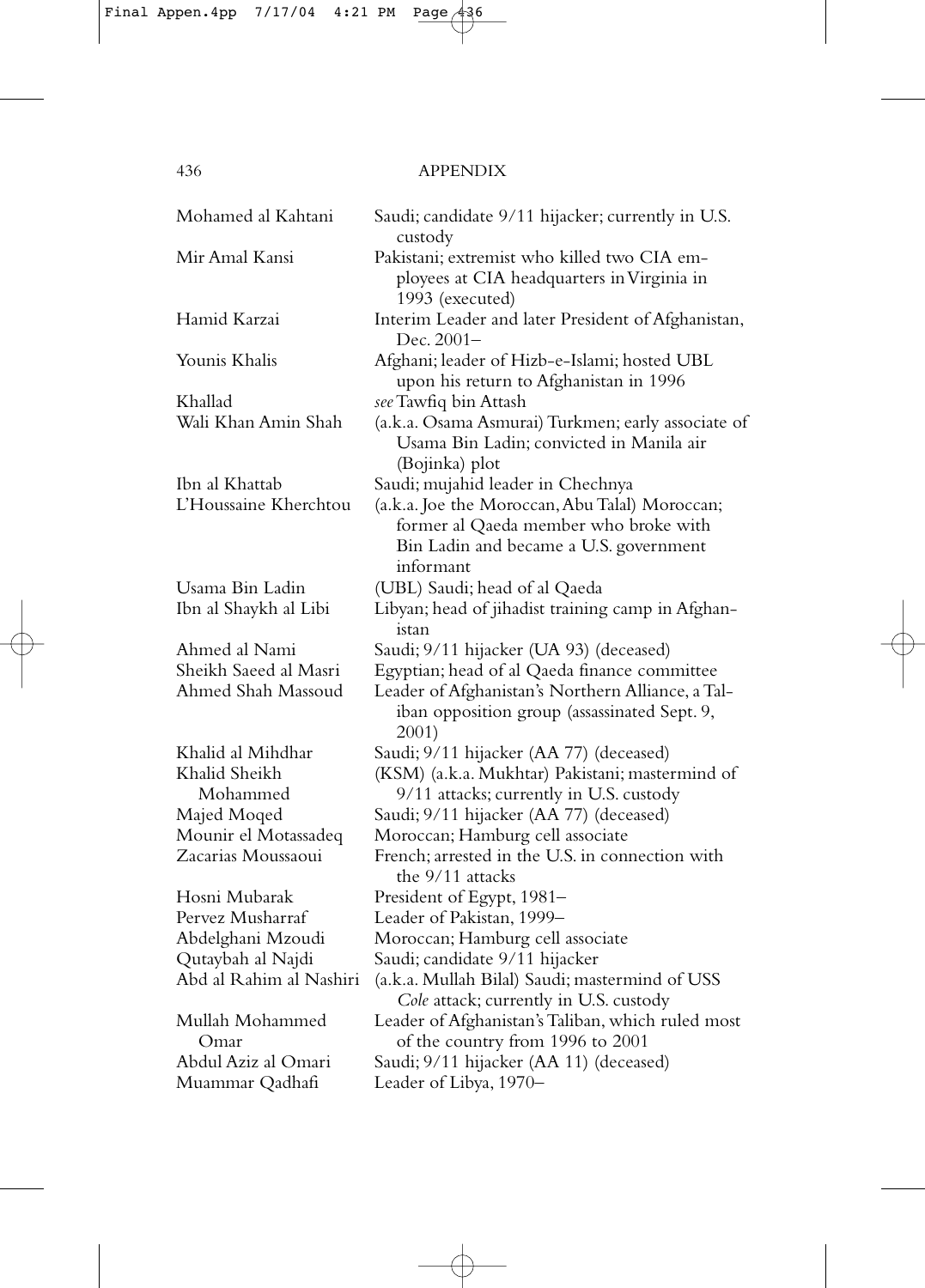| | |
|---|---|
| Mohamed al Kahtani | Saudi; candidate 9/11 hijacker; currently in U.S. custody |
| Mir Amal Kansi | Pakistani; extremist who killed two CIA employees at CIA headquarters in Virginia in 1993 (executed) |
| Hamid Karzai | Interim Leader and later President of Afghanistan, Dec. 2001– |
| Younis Khalis | Afghani; leader of Hizb-e-Islami; hosted UBL upon his return to Afghanistan in 1996 |
| Khallad | *see* Tawfiq bin Attash |
| Wali Khan Amin Shah | (a.k.a. Osama Asmurai) Turkmen; early associate of Usama Bin Ladin; convicted in Manila air (Bojinka) plot |
| Ibn al Khattab | Saudi; mujahid leader in Chechnya |
| L'Houssaine Kherchtou | (a.k.a. Joe the Moroccan, Abu Talal) Moroccan; former al Qaeda member who broke with Bin Ladin and became a U.S. government informant |
| Usama Bin Ladin | (UBL) Saudi; head of al Qaeda |
| Ibn al Shaykh al Libi | Libyan; head of jihadist training camp in Afghanistan |
| Ahmed al Nami | Saudi; 9/11 hijacker (UA 93) (deceased) |
| Sheikh Saeed al Masri | Egyptian; head of al Qaeda finance committee |
| Ahmed Shah Massoud | Leader of Afghanistan's Northern Alliance, a Taliban opposition group (assassinated Sept. 9, 2001) |
| Khalid al Mihdhar | Saudi; 9/11 hijacker (AA 77) (deceased) |
| Khalid Sheikh Mohammed | (KSM) (a.k.a. Mukhtar) Pakistani; mastermind of 9/11 attacks; currently in U.S. custody |
| Majed Moqed | Saudi; 9/11 hijacker (AA 77) (deceased) |
| Mounir el Motassadeq | Moroccan; Hamburg cell associate |
| Zacarias Moussaoui | French; arrested in the U.S. in connection with the 9/11 attacks |
| Hosni Mubarak | President of Egypt, 1981– |
| Pervez Musharraf | Leader of Pakistan, 1999– |
| Abdelghani Mzoudi | Moroccan; Hamburg cell associate |
| Qutaybah al Najdi | Saudi; candidate 9/11 hijacker |
| Abd al Rahim al Nashiri | (a.k.a. Mullah Bilal) Saudi; mastermind of USS *Cole* attack; currently in U.S. custody |
| Mullah Mohammed Omar | Leader of Afghanistan's Taliban, which ruled most of the country from 1996 to 2001 |
| Abdul Aziz al Omari | Saudi; 9/11 hijacker (AA 11) (deceased) |
| Muammar Qadhafi | Leader of Libya, 1970– |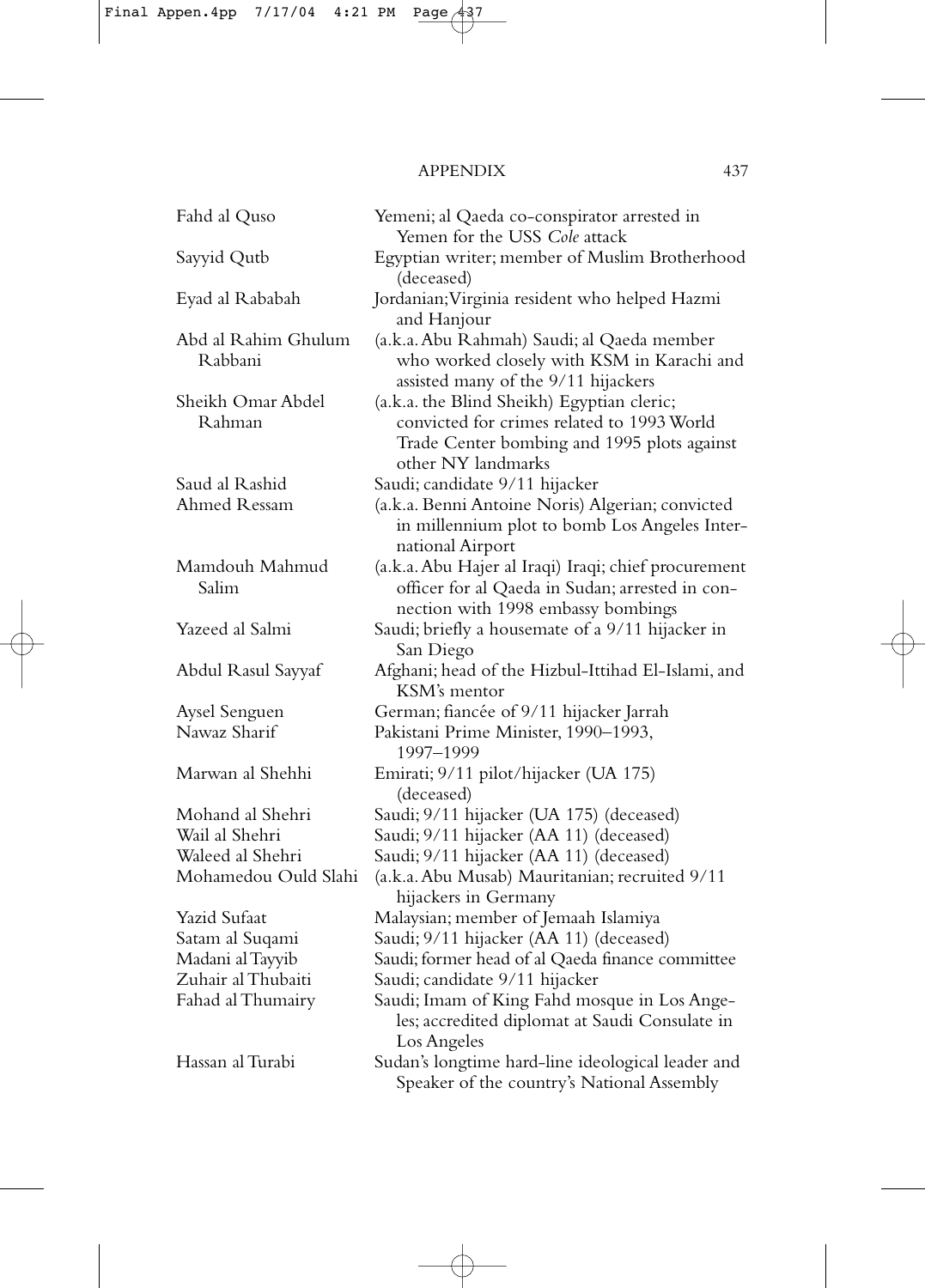| | |
|---|---|
| Fahd al Quso | Yemeni; al Qaeda co-conspirator arrested in Yemen for the USS *Cole* attack |
| Sayyid Qutb | Egyptian writer; member of Muslim Brotherhood (deceased) |
| Eyad al Rababah | Jordanian; Virginia resident who helped Hazmi and Hanjour |
| Abd al Rahim Ghulum Rabbani | (a.k.a. Abu Rahmah) Saudi; al Qaeda member who worked closely with KSM in Karachi and assisted many of the 9/11 hijackers |
| Sheikh Omar Abdel Rahman | (a.k.a. the Blind Sheikh) Egyptian cleric; convicted for crimes related to 1993 World Trade Center bombing and 1995 plots against other NY landmarks |
| Saud al Rashid | Saudi; candidate 9/11 hijacker |
| Ahmed Ressam | (a.k.a. Benni Antoine Noris) Algerian; convicted in millennium plot to bomb Los Angeles International Airport |
| Mamdouh Mahmud Salim | (a.k.a. Abu Hajer al Iraqi) Iraqi; chief procurement officer for al Qaeda in Sudan; arrested in connection with 1998 embassy bombings |
| Yazeed al Salmi | Saudi; briefly a housemate of a 9/11 hijacker in San Diego |
| Abdul Rasul Sayyaf | Afghani; head of the Hizbul-Ittihad El-Islami, and KSM's mentor |
| Aysel Senguen | German; fiancée of 9/11 hijacker Jarrah |
| Nawaz Sharif | Pakistani Prime Minister, 1990–1993, 1997–1999 |
| Marwan al Shehhi | Emirati; 9/11 pilot/hijacker (UA 175) (deceased) |
| Mohand al Shehri | Saudi; 9/11 hijacker (UA 175) (deceased) |
| Wail al Shehri | Saudi; 9/11 hijacker (AA 11) (deceased) |
| Waleed al Shehri | Saudi; 9/11 hijacker (AA 11) (deceased) |
| Mohamedou Ould Slahi | (a.k.a. Abu Musab) Mauritanian; recruited 9/11 hijackers in Germany |
| Yazid Sufaat | Malaysian; member of Jemaah Islamiya |
| Satam al Suqami | Saudi; 9/11 hijacker (AA 11) (deceased) |
| Madani al Tayyib | Saudi; former head of al Qaeda finance committee |
| Zuhair al Thubaiti | Saudi; candidate 9/11 hijacker |
| Fahad al Thumairy | Saudi; Imam of King Fahd mosque in Los Angeles; accredited diplomat at Saudi Consulate in Los Angeles |
| Hassan al Turabi | Sudan's longtime hard-line ideological leader and Speaker of the country's National Assembly |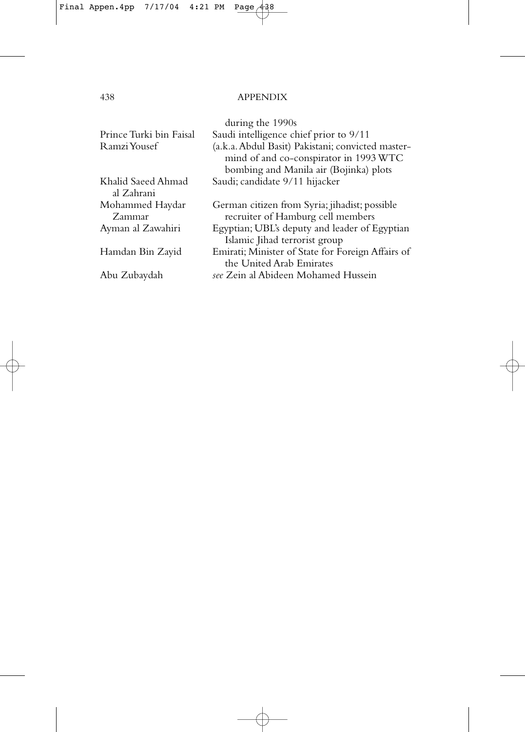| | |
|---|---|
| | during the 1990s |
| Prince Turki bin Faisal | Saudi intelligence chief prior to 9/11 |
| Ramzi Yousef | (a.k.a. Abdul Basit) Pakistani; convicted mastermind of and co-conspirator in 1993 WTC bombing and Manila air (Bojinka) plots |
| Khalid Saeed Ahmad al Zahrani | Saudi; candidate 9/11 hijacker |
| Mohammed Haydar Zammar | German citizen from Syria; jihadist; possible recruiter of Hamburg cell members |
| Ayman al Zawahiri | Egyptian; UBL's deputy and leader of Egyptian Islamic Jihad terrorist group |
| Hamdan Bin Zayid | Emirati; Minister of State for Foreign Affairs of the United Arab Emirates |
| Abu Zubaydah | *see* Zein al Abideen Mohamed Hussein |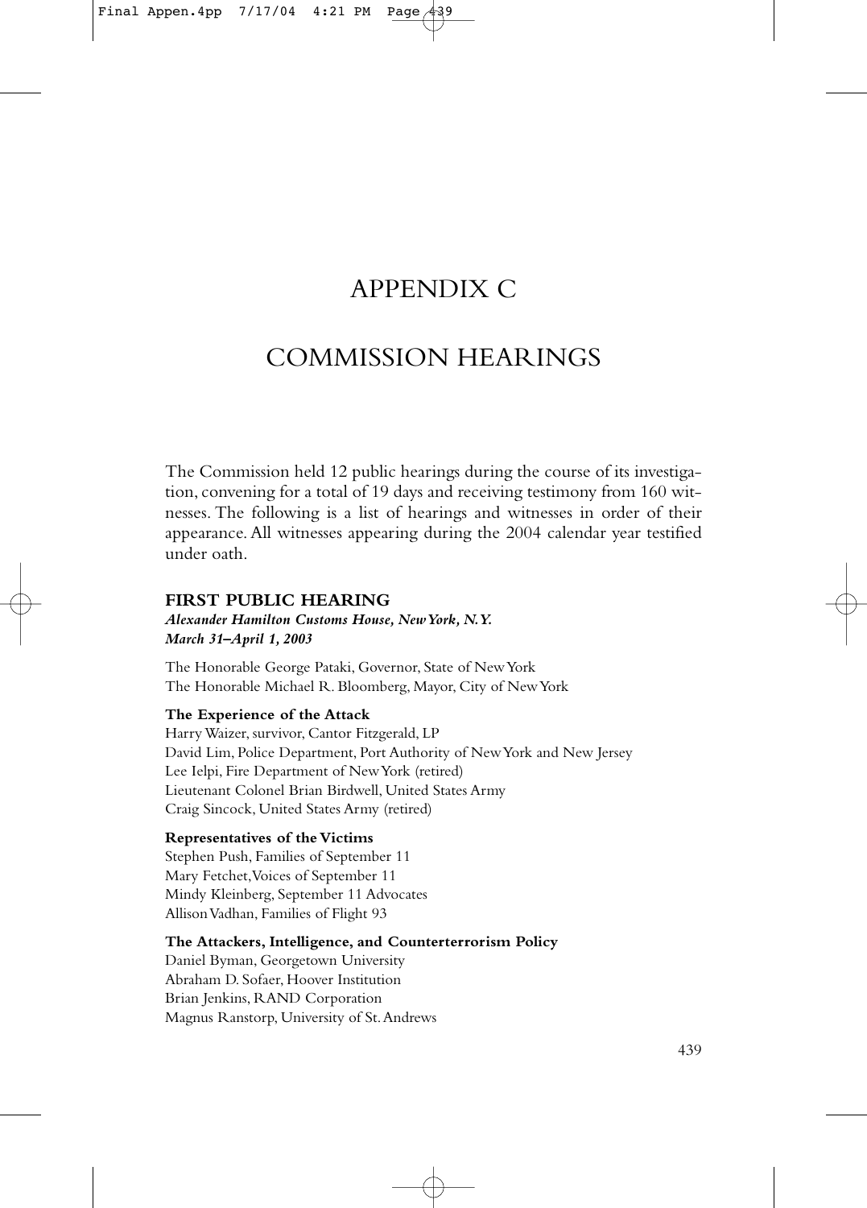# APPENDIX C

# COMMISSION HEARINGS

The Commission held 12 public hearings during the course of its investigation, convening for a total of 19 days and receiving testimony from 160 witnesses. The following is a list of hearings and witnesses in order of their appearance. All witnesses appearing during the 2004 calendar year testified under oath.

## FIRST PUBLIC HEARING

***Alexander Hamilton Customs House, New York, N.Y.***
***March 31–April 1, 2003***

The Honorable George Pataki, Governor, State of New York
The Honorable Michael R. Bloomberg, Mayor, City of New York

### The Experience of the Attack

Harry Waizer, survivor, Cantor Fitzgerald, LP
David Lim, Police Department, Port Authority of New York and New Jersey
Lee Ielpi, Fire Department of New York (retired)
Lieutenant Colonel Brian Birdwell, United States Army
Craig Sincock, United States Army (retired)

### Representatives of the Victims

Stephen Push, Families of September 11
Mary Fetchet, Voices of September 11
Mindy Kleinberg, September 11 Advocates
Allison Vadhan, Families of Flight 93

### The Attackers, Intelligence, and Counterterrorism Policy

Daniel Byman, Georgetown University
Abraham D. Sofaer, Hoover Institution
Brian Jenkins, RAND Corporation
Magnus Ranstorp, University of St. Andrews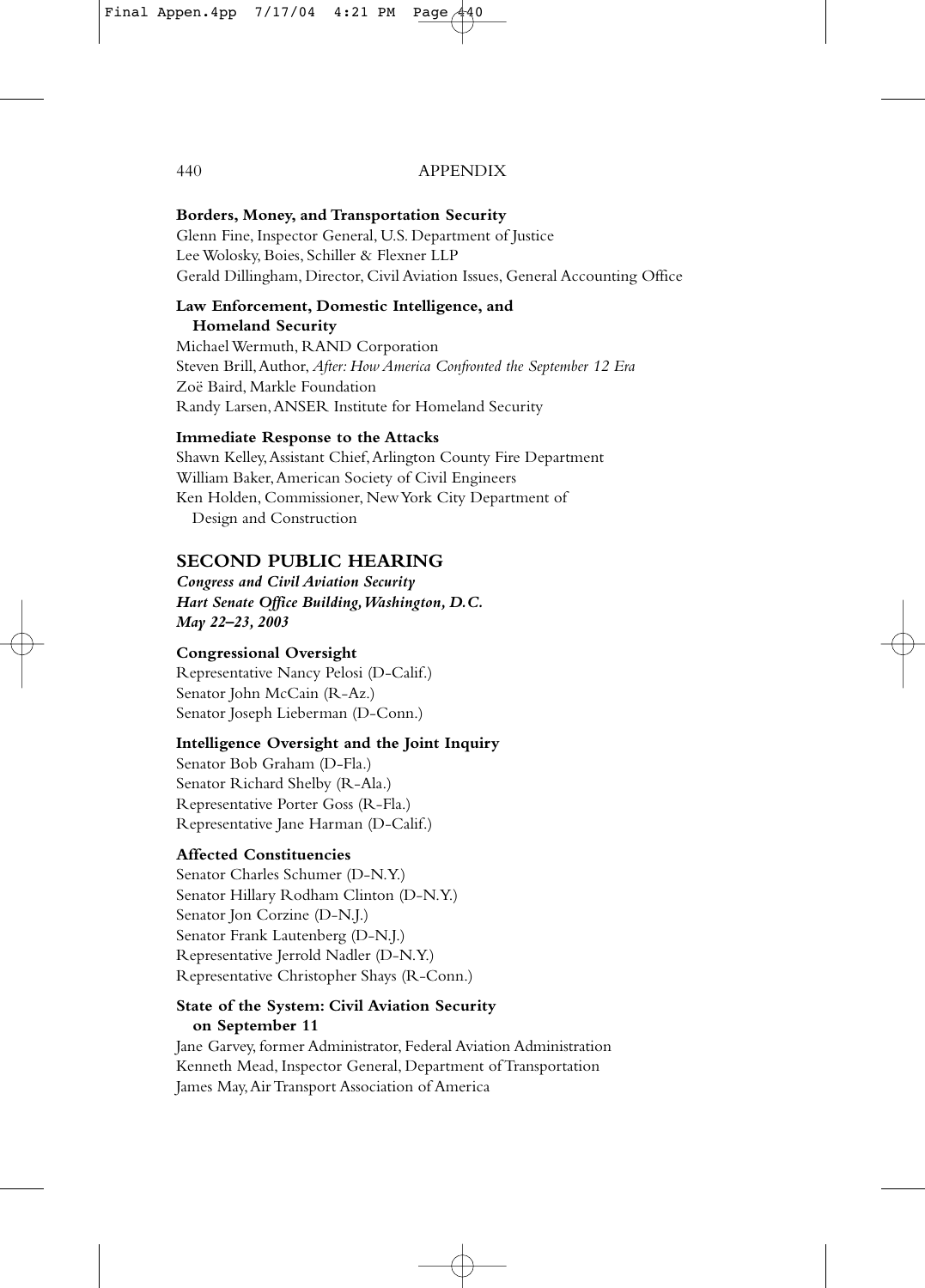**Borders, Money, and Transportation Security**

Glenn Fine, Inspector General, U.S. Department of Justice
Lee Wolosky, Boies, Schiller & Flexner LLP
Gerald Dillingham, Director, Civil Aviation Issues, General Accounting Office

**Law Enforcement, Domestic Intelligence, and Homeland Security**

Michael Wermuth, RAND Corporation
Steven Brill, Author, *After: How America Confronted the September 12 Era*
Zoë Baird, Markle Foundation
Randy Larsen, ANSER Institute for Homeland Security

**Immediate Response to the Attacks**

Shawn Kelley, Assistant Chief, Arlington County Fire Department
William Baker, American Society of Civil Engineers
Ken Holden, Commissioner, New York City Department of Design and Construction

## SECOND PUBLIC HEARING

***Congress and Civil Aviation Security***
***Hart Senate Office Building, Washington, D.C.***
***May 22–23, 2003***

**Congressional Oversight**

Representative Nancy Pelosi (D-Calif.)
Senator John McCain (R-Az.)
Senator Joseph Lieberman (D-Conn.)

**Intelligence Oversight and the Joint Inquiry**

Senator Bob Graham (D-Fla.)
Senator Richard Shelby (R-Ala.)
Representative Porter Goss (R-Fla.)
Representative Jane Harman (D-Calif.)

**Affected Constituencies**

Senator Charles Schumer (D-N.Y.)
Senator Hillary Rodham Clinton (D-N.Y.)
Senator Jon Corzine (D-N.J.)
Senator Frank Lautenberg (D-N.J.)
Representative Jerrold Nadler (D-N.Y.)
Representative Christopher Shays (R-Conn.)

**State of the System: Civil Aviation Security on September 11**

Jane Garvey, former Administrator, Federal Aviation Administration
Kenneth Mead, Inspector General, Department of Transportation
James May, Air Transport Association of America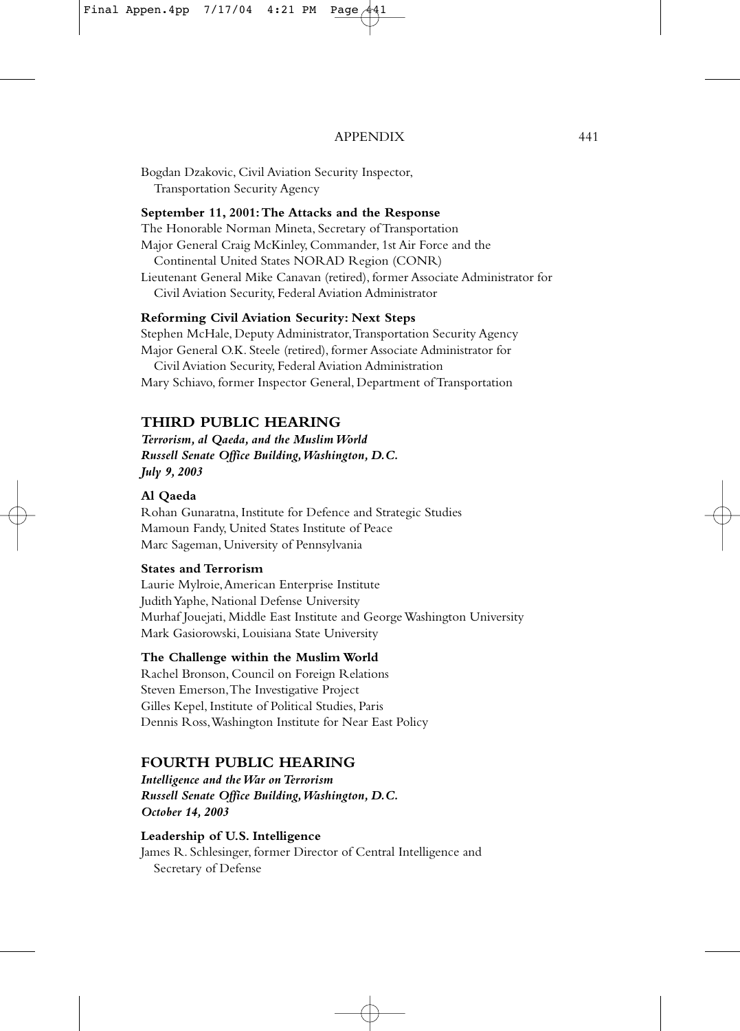Bogdan Dzakovic, Civil Aviation Security Inspector,
Transportation Security Agency

**September 11, 2001: The Attacks and the Response**

The Honorable Norman Mineta, Secretary of Transportation
Major General Craig McKinley, Commander, 1st Air Force and the
Continental United States NORAD Region (CONR)
Lieutenant General Mike Canavan (retired), former Associate Administrator for
Civil Aviation Security, Federal Aviation Administrator

**Reforming Civil Aviation Security: Next Steps**

Stephen McHale, Deputy Administrator, Transportation Security Agency
Major General O.K. Steele (retired), former Associate Administrator for
Civil Aviation Security, Federal Aviation Administration
Mary Schiavo, former Inspector General, Department of Transportation

## THIRD PUBLIC HEARING

***Terrorism, al Qaeda, and the Muslim World***
***Russell Senate Office Building, Washington, D.C.***
***July 9, 2003***

**Al Qaeda**

Rohan Gunaratna, Institute for Defence and Strategic Studies
Mamoun Fandy, United States Institute of Peace
Marc Sageman, University of Pennsylvania

**States and Terrorism**

Laurie Mylroie, American Enterprise Institute
Judith Yaphe, National Defense University
Murhaf Jouejati, Middle East Institute and George Washington University
Mark Gasiorowski, Louisiana State University

**The Challenge within the Muslim World**

Rachel Bronson, Council on Foreign Relations
Steven Emerson, The Investigative Project
Gilles Kepel, Institute of Political Studies, Paris
Dennis Ross, Washington Institute for Near East Policy

## FOURTH PUBLIC HEARING

***Intelligence and the War on Terrorism***
***Russell Senate Office Building, Washington, D.C.***
***October 14, 2003***

**Leadership of U.S. Intelligence**

James R. Schlesinger, former Director of Central Intelligence and
Secretary of Defense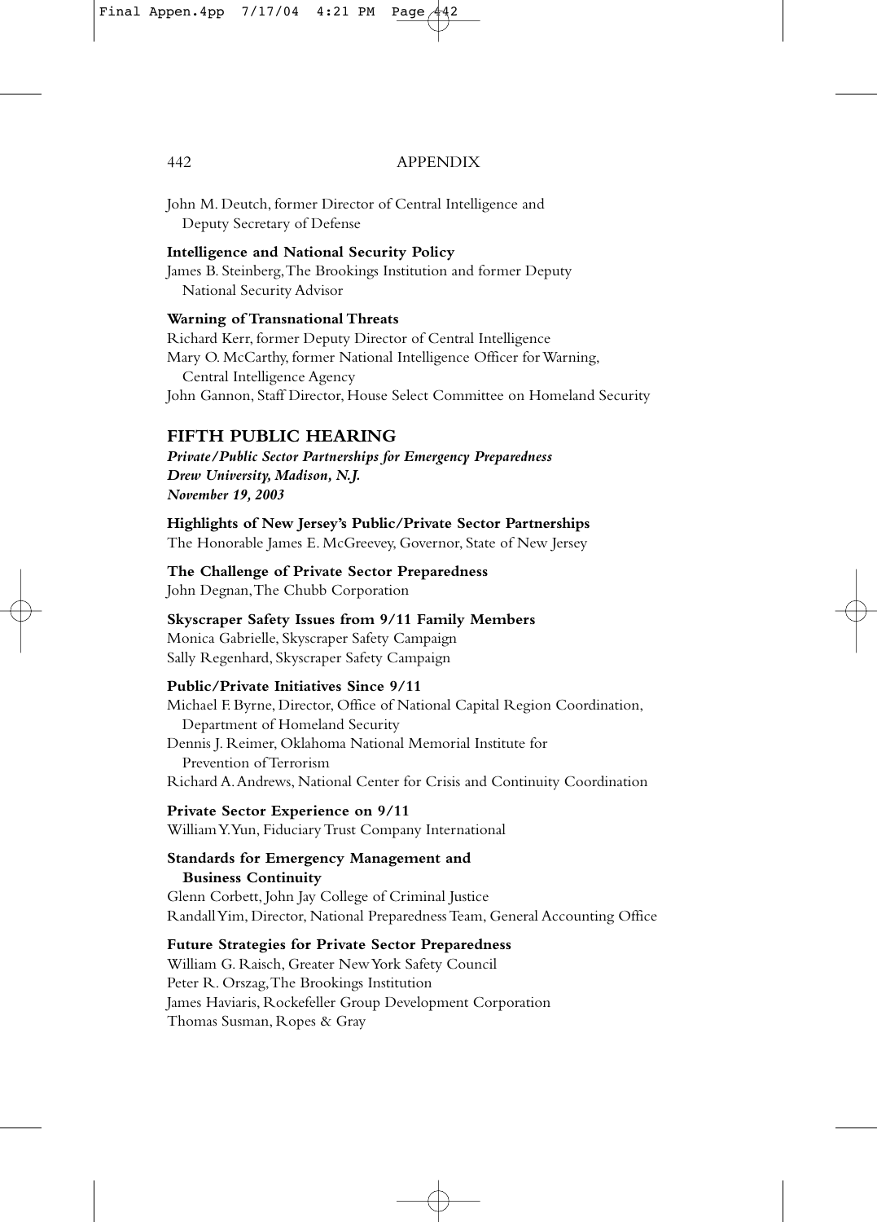John M. Deutch, former Director of Central Intelligence and Deputy Secretary of Defense

**Intelligence and National Security Policy**

James B. Steinberg, The Brookings Institution and former Deputy National Security Advisor

**Warning of Transnational Threats**

Richard Kerr, former Deputy Director of Central Intelligence

Mary O. McCarthy, former National Intelligence Officer for Warning, Central Intelligence Agency

John Gannon, Staff Director, House Select Committee on Homeland Security

## FIFTH PUBLIC HEARING

***Private/Public Sector Partnerships for Emergency Preparedness***
***Drew University, Madison, N.J.***
***November 19, 2003***

**Highlights of New Jersey's Public/Private Sector Partnerships**

The Honorable James E. McGreevey, Governor, State of New Jersey

**The Challenge of Private Sector Preparedness**

John Degnan, The Chubb Corporation

**Skyscraper Safety Issues from 9/11 Family Members**

Monica Gabrielle, Skyscraper Safety Campaign

Sally Regenhard, Skyscraper Safety Campaign

**Public/Private Initiatives Since 9/11**

Michael F. Byrne, Director, Office of National Capital Region Coordination, Department of Homeland Security

Dennis J. Reimer, Oklahoma National Memorial Institute for Prevention of Terrorism

Richard A. Andrews, National Center for Crisis and Continuity Coordination

**Private Sector Experience on 9/11**

William Y. Yun, Fiduciary Trust Company International

**Standards for Emergency Management and Business Continuity**

Glenn Corbett, John Jay College of Criminal Justice

Randall Yim, Director, National Preparedness Team, General Accounting Office

**Future Strategies for Private Sector Preparedness**

William G. Raisch, Greater New York Safety Council

Peter R. Orszag, The Brookings Institution

James Haviaris, Rockefeller Group Development Corporation

Thomas Susman, Ropes & Gray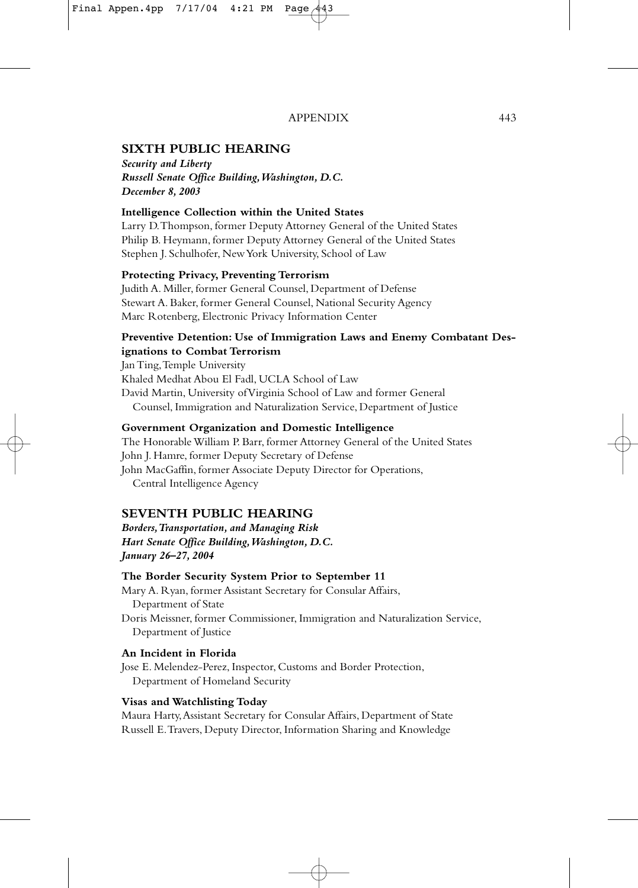## SIXTH PUBLIC HEARING

***Security and Liberty***
***Russell Senate Office Building, Washington, D.C.***
***December 8, 2003***

**Intelligence Collection within the United States**

Larry D. Thompson, former Deputy Attorney General of the United States
Philip B. Heymann, former Deputy Attorney General of the United States
Stephen J. Schulhofer, New York University, School of Law

**Protecting Privacy, Preventing Terrorism**

Judith A. Miller, former General Counsel, Department of Defense
Stewart A. Baker, former General Counsel, National Security Agency
Marc Rotenberg, Electronic Privacy Information Center

**Preventive Detention: Use of Immigration Laws and Enemy Combatant Designations to Combat Terrorism**

Jan Ting, Temple University
Khaled Medhat Abou El Fadl, UCLA School of Law
David Martin, University of Virginia School of Law and former General Counsel, Immigration and Naturalization Service, Department of Justice

**Government Organization and Domestic Intelligence**

The Honorable William P. Barr, former Attorney General of the United States
John J. Hamre, former Deputy Secretary of Defense
John MacGaffin, former Associate Deputy Director for Operations, Central Intelligence Agency

## SEVENTH PUBLIC HEARING

***Borders, Transportation, and Managing Risk***
***Hart Senate Office Building, Washington, D.C.***
***January 26–27, 2004***

**The Border Security System Prior to September 11**

Mary A. Ryan, former Assistant Secretary for Consular Affairs, Department of State
Doris Meissner, former Commissioner, Immigration and Naturalization Service, Department of Justice

**An Incident in Florida**

Jose E. Melendez-Perez, Inspector, Customs and Border Protection, Department of Homeland Security

**Visas and Watchlisting Today**

Maura Harty, Assistant Secretary for Consular Affairs, Department of State
Russell E. Travers, Deputy Director, Information Sharing and Knowledge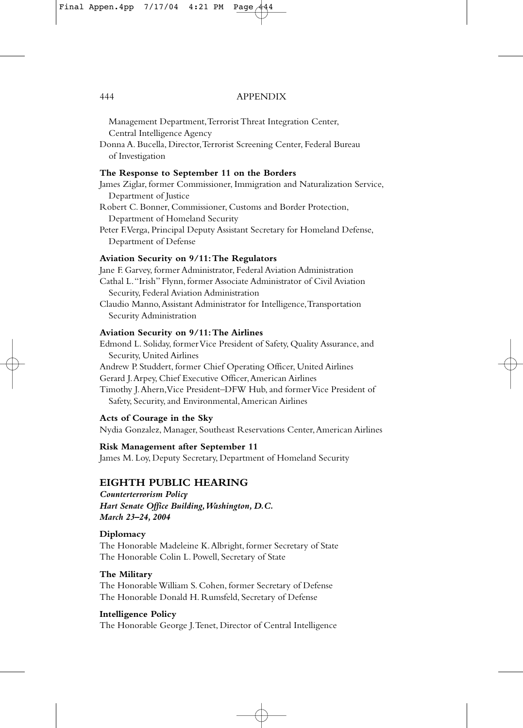Management Department, Terrorist Threat Integration Center, Central Intelligence Agency

Donna A. Bucella, Director, Terrorist Screening Center, Federal Bureau of Investigation

**The Response to September 11 on the Borders**

James Ziglar, former Commissioner, Immigration and Naturalization Service, Department of Justice

Robert C. Bonner, Commissioner, Customs and Border Protection, Department of Homeland Security

Peter F. Verga, Principal Deputy Assistant Secretary for Homeland Defense, Department of Defense

**Aviation Security on 9/11: The Regulators**

Jane F. Garvey, former Administrator, Federal Aviation Administration

Cathal L. "Irish" Flynn, former Associate Administrator of Civil Aviation Security, Federal Aviation Administration

Claudio Manno, Assistant Administrator for Intelligence, Transportation Security Administration

**Aviation Security on 9/11: The Airlines**

Edmond L. Soliday, former Vice President of Safety, Quality Assurance, and Security, United Airlines

Andrew P. Studdert, former Chief Operating Officer, United Airlines

Gerard J. Arpey, Chief Executive Officer, American Airlines

Timothy J. Ahern, Vice President–DFW Hub, and former Vice President of Safety, Security, and Environmental, American Airlines

**Acts of Courage in the Sky**

Nydia Gonzalez, Manager, Southeast Reservations Center, American Airlines

**Risk Management after September 11**

James M. Loy, Deputy Secretary, Department of Homeland Security

## EIGHTH PUBLIC HEARING

***Counterterrorism Policy***
***Hart Senate Office Building, Washington, D.C.***
***March 23–24, 2004***

**Diplomacy**

The Honorable Madeleine K. Albright, former Secretary of State

The Honorable Colin L. Powell, Secretary of State

**The Military**

The Honorable William S. Cohen, former Secretary of Defense

The Honorable Donald H. Rumsfeld, Secretary of Defense

**Intelligence Policy**

The Honorable George J. Tenet, Director of Central Intelligence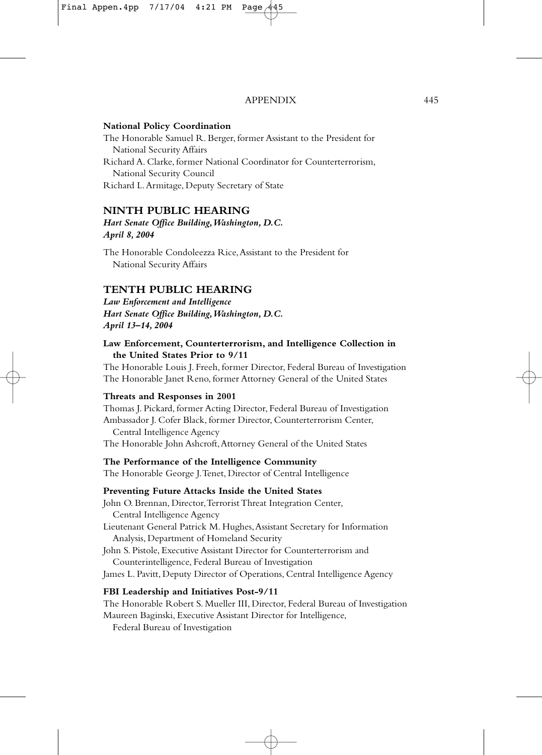**National Policy Coordination**

The Honorable Samuel R. Berger, former Assistant to the President for National Security Affairs

Richard A. Clarke, former National Coordinator for Counterterrorism, National Security Council

Richard L. Armitage, Deputy Secretary of State

## NINTH PUBLIC HEARING

***Hart Senate Office Building, Washington, D.C.***
***April 8, 2004***

The Honorable Condoleezza Rice, Assistant to the President for National Security Affairs

## TENTH PUBLIC HEARING

***Law Enforcement and Intelligence***
***Hart Senate Office Building, Washington, D.C.***
***April 13–14, 2004***

**Law Enforcement, Counterterrorism, and Intelligence Collection in the United States Prior to 9/11**

The Honorable Louis J. Freeh, former Director, Federal Bureau of Investigation

The Honorable Janet Reno, former Attorney General of the United States

**Threats and Responses in 2001**

Thomas J. Pickard, former Acting Director, Federal Bureau of Investigation

Ambassador J. Cofer Black, former Director, Counterterrorism Center, Central Intelligence Agency

The Honorable John Ashcroft, Attorney General of the United States

**The Performance of the Intelligence Community**

The Honorable George J. Tenet, Director of Central Intelligence

**Preventing Future Attacks Inside the United States**

John O. Brennan, Director, Terrorist Threat Integration Center, Central Intelligence Agency

Lieutenant General Patrick M. Hughes, Assistant Secretary for Information Analysis, Department of Homeland Security

John S. Pistole, Executive Assistant Director for Counterterrorism and Counterintelligence, Federal Bureau of Investigation

James L. Pavitt, Deputy Director of Operations, Central Intelligence Agency

**FBI Leadership and Initiatives Post-9/11**

The Honorable Robert S. Mueller III, Director, Federal Bureau of Investigation

Maureen Baginski, Executive Assistant Director for Intelligence, Federal Bureau of Investigation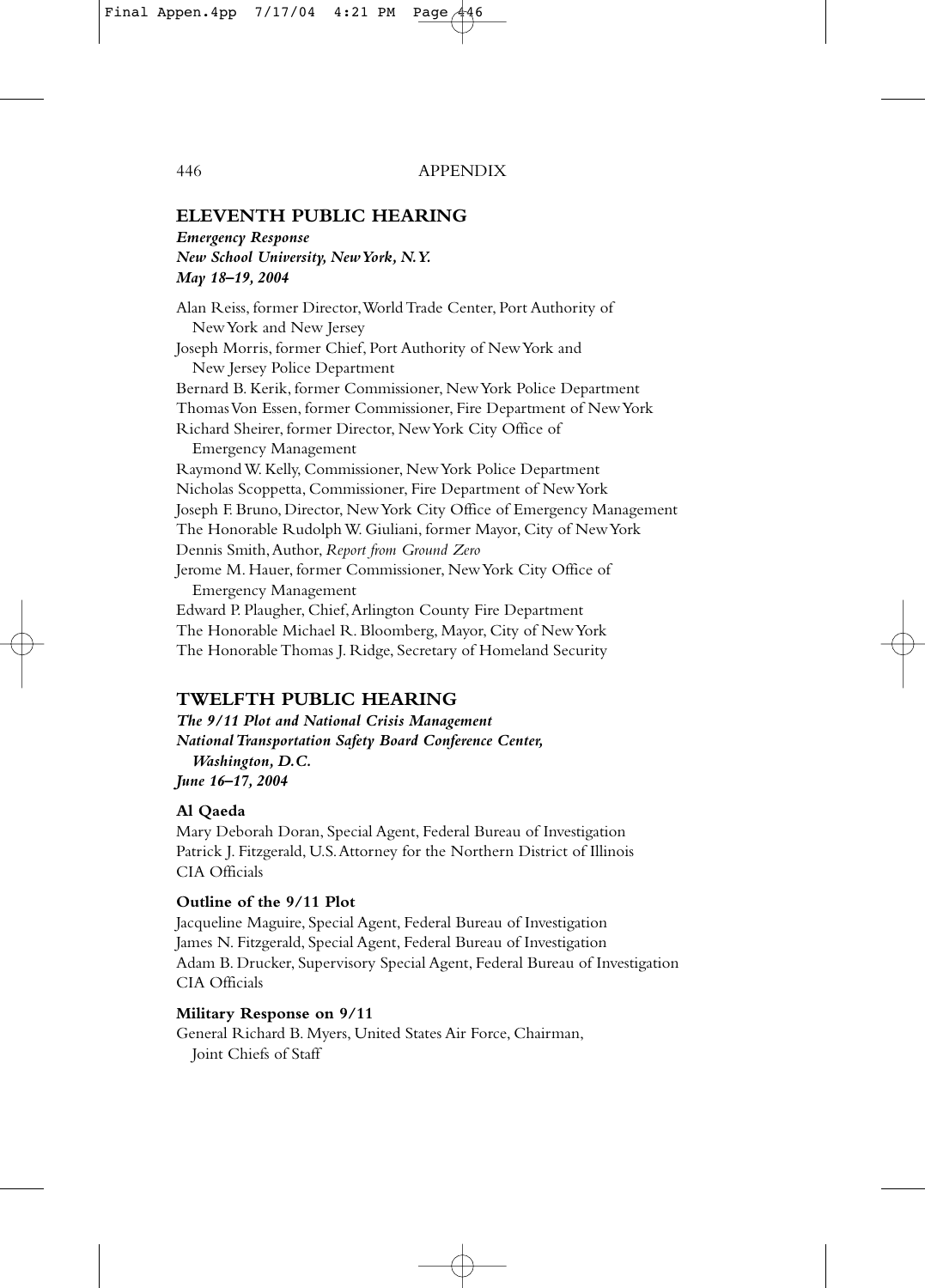## ELEVENTH PUBLIC HEARING

***Emergency Response***
***New School University, New York, N.Y.***
***May 18–19, 2004***

Alan Reiss, former Director, World Trade Center, Port Authority of New York and New Jersey
Joseph Morris, former Chief, Port Authority of New York and New Jersey Police Department
Bernard B. Kerik, former Commissioner, New York Police Department
Thomas Von Essen, former Commissioner, Fire Department of New York
Richard Sheirer, former Director, New York City Office of Emergency Management
Raymond W. Kelly, Commissioner, New York Police Department
Nicholas Scoppetta, Commissioner, Fire Department of New York
Joseph F. Bruno, Director, New York City Office of Emergency Management
The Honorable Rudolph W. Giuliani, former Mayor, City of New York
Dennis Smith, Author, *Report from Ground Zero*
Jerome M. Hauer, former Commissioner, New York City Office of Emergency Management
Edward P. Plaugher, Chief, Arlington County Fire Department
The Honorable Michael R. Bloomberg, Mayor, City of New York
The Honorable Thomas J. Ridge, Secretary of Homeland Security

## TWELFTH PUBLIC HEARING

***The 9/11 Plot and National Crisis Management***
***National Transportation Safety Board Conference Center, Washington, D.C.***
***June 16–17, 2004***

**Al Qaeda**

Mary Deborah Doran, Special Agent, Federal Bureau of Investigation
Patrick J. Fitzgerald, U.S. Attorney for the Northern District of Illinois
CIA Officials

**Outline of the 9/11 Plot**

Jacqueline Maguire, Special Agent, Federal Bureau of Investigation
James N. Fitzgerald, Special Agent, Federal Bureau of Investigation
Adam B. Drucker, Supervisory Special Agent, Federal Bureau of Investigation
CIA Officials

**Military Response on 9/11**

General Richard B. Myers, United States Air Force, Chairman, Joint Chiefs of Staff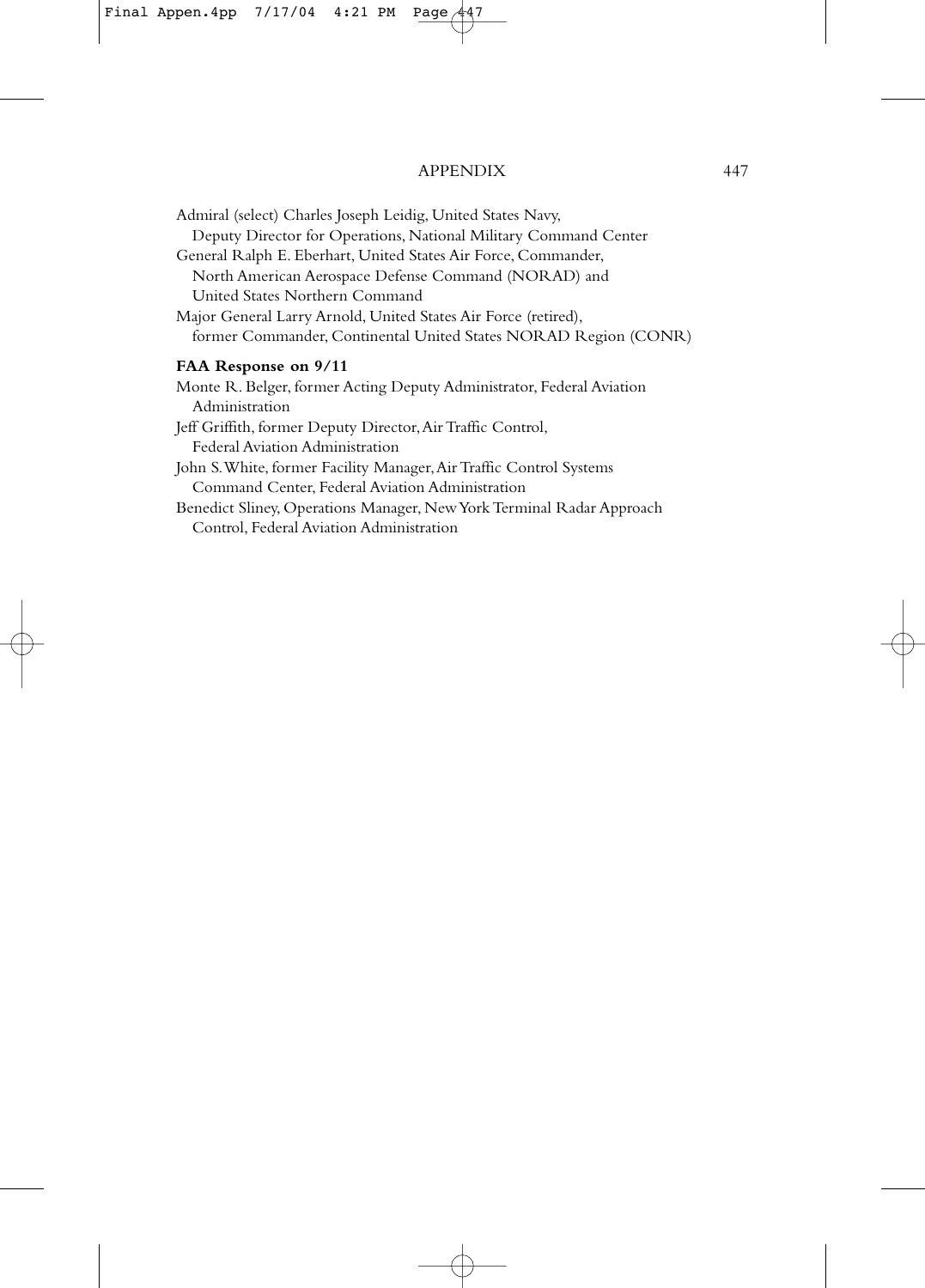Admiral (select) Charles Joseph Leidig, United States Navy,
Deputy Director for Operations, National Military Command Center

General Ralph E. Eberhart, United States Air Force, Commander,
North American Aerospace Defense Command (NORAD) and
United States Northern Command

Major General Larry Arnold, United States Air Force (retired),
former Commander, Continental United States NORAD Region (CONR)

**FAA Response on 9/11**

Monte R. Belger, former Acting Deputy Administrator, Federal Aviation
Administration

Jeff Griffith, former Deputy Director, Air Traffic Control,
Federal Aviation Administration

John S. White, former Facility Manager, Air Traffic Control Systems
Command Center, Federal Aviation Administration

Benedict Sliney, Operations Manager, New York Terminal Radar Approach
Control, Federal Aviation Administration